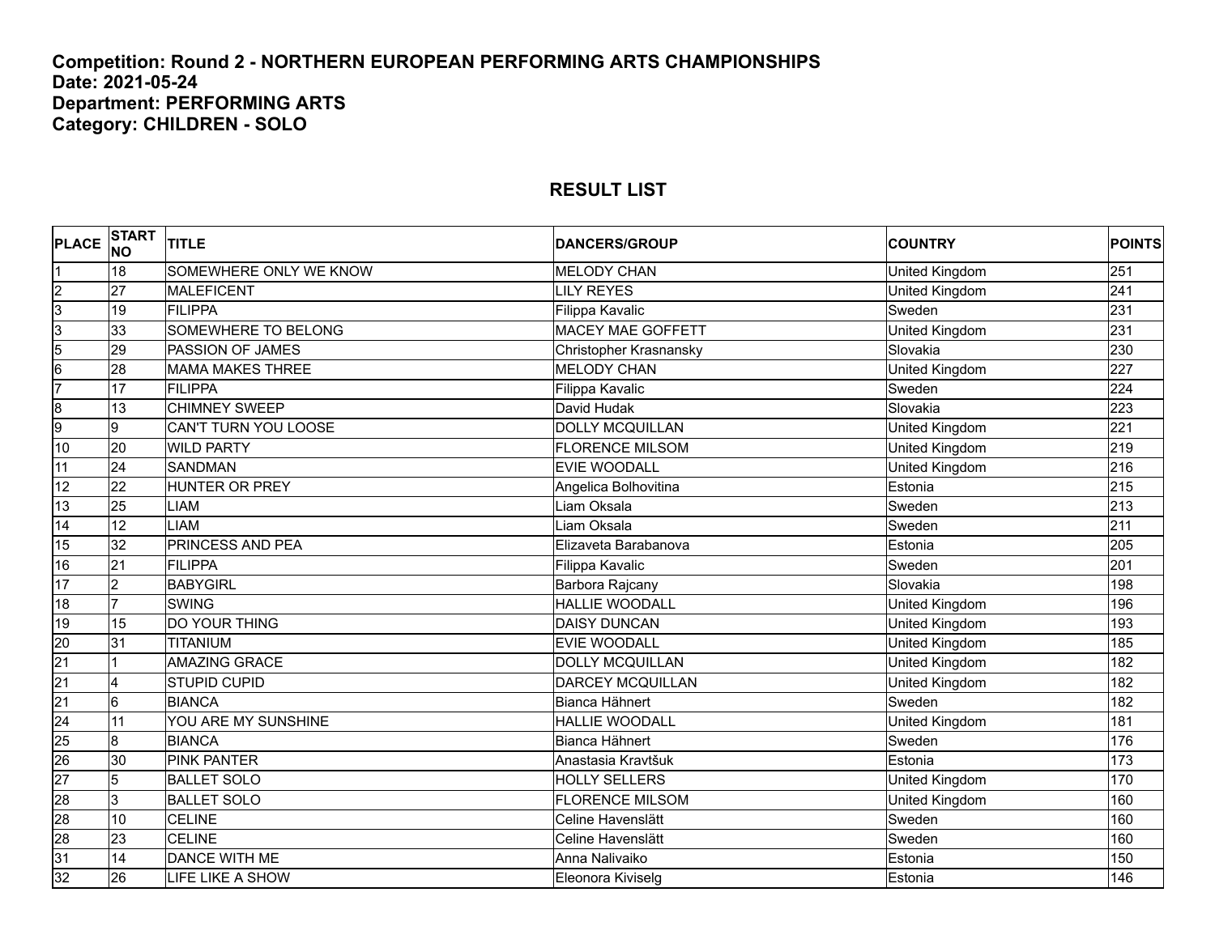**Competition: Round 2 - NORTHERN EUROPEAN PERFORMING ARTS CHAMPIONSHIPS**
**Date: 2021-05-24**
**Department: PERFORMING ARTS**
**Category: CHILDREN - SOLO**

## RESULT LIST

| PLACE | START NO | TITLE | DANCERS/GROUP | COUNTRY | POINTS |
|---|---|---|---|---|---|
| 1 | 18 | SOMEWHERE ONLY WE KNOW | MELODY CHAN | United Kingdom | 251 |
| 2 | 27 | MALEFICENT | LILY REYES | United Kingdom | 241 |
| 3 | 19 | FILIPPA | Filippa Kavalic | Sweden | 231 |
| 3 | 33 | SOMEWHERE TO BELONG | MACEY MAE GOFFETT | United Kingdom | 231 |
| 5 | 29 | PASSION OF JAMES | Christopher Krasnansky | Slovakia | 230 |
| 6 | 28 | MAMA MAKES THREE | MELODY CHAN | United Kingdom | 227 |
| 7 | 17 | FILIPPA | Filippa Kavalic | Sweden | 224 |
| 8 | 13 | CHIMNEY SWEEP | David Hudak | Slovakia | 223 |
| 9 | 9 | CAN'T TURN YOU LOOSE | DOLLY MCQUILLAN | United Kingdom | 221 |
| 10 | 20 | WILD PARTY | FLORENCE MILSOM | United Kingdom | 219 |
| 11 | 24 | SANDMAN | EVIE WOODALL | United Kingdom | 216 |
| 12 | 22 | HUNTER OR PREY | Angelica Bolhovitina | Estonia | 215 |
| 13 | 25 | LIAM | Liam Oksala | Sweden | 213 |
| 14 | 12 | LIAM | Liam Oksala | Sweden | 211 |
| 15 | 32 | PRINCESS AND PEA | Elizaveta Barabanova | Estonia | 205 |
| 16 | 21 | FILIPPA | Filippa Kavalic | Sweden | 201 |
| 17 | 2 | BABYGIRL | Barbora Rajcany | Slovakia | 198 |
| 18 | 7 | SWING | HALLIE WOODALL | United Kingdom | 196 |
| 19 | 15 | DO YOUR THING | DAISY DUNCAN | United Kingdom | 193 |
| 20 | 31 | TITANIUM | EVIE WOODALL | United Kingdom | 185 |
| 21 | 1 | AMAZING GRACE | DOLLY MCQUILLAN | United Kingdom | 182 |
| 21 | 4 | STUPID CUPID | DARCEY MCQUILLAN | United Kingdom | 182 |
| 21 | 6 | BIANCA | Bianca Hähnert | Sweden | 182 |
| 24 | 11 | YOU ARE MY SUNSHINE | HALLIE WOODALL | United Kingdom | 181 |
| 25 | 8 | BIANCA | Bianca Hähnert | Sweden | 176 |
| 26 | 30 | PINK PANTER | Anastasia Kravtšuk | Estonia | 173 |
| 27 | 5 | BALLET SOLO | HOLLY SELLERS | United Kingdom | 170 |
| 28 | 3 | BALLET SOLO | FLORENCE MILSOM | United Kingdom | 160 |
| 28 | 10 | CELINE | Celine Havenslätt | Sweden | 160 |
| 28 | 23 | CELINE | Celine Havenslätt | Sweden | 160 |
| 31 | 14 | DANCE WITH ME | Anna Nalivaiko | Estonia | 150 |
| 32 | 26 | LIFE LIKE A SHOW | Eleonora Kiviselg | Estonia | 146 |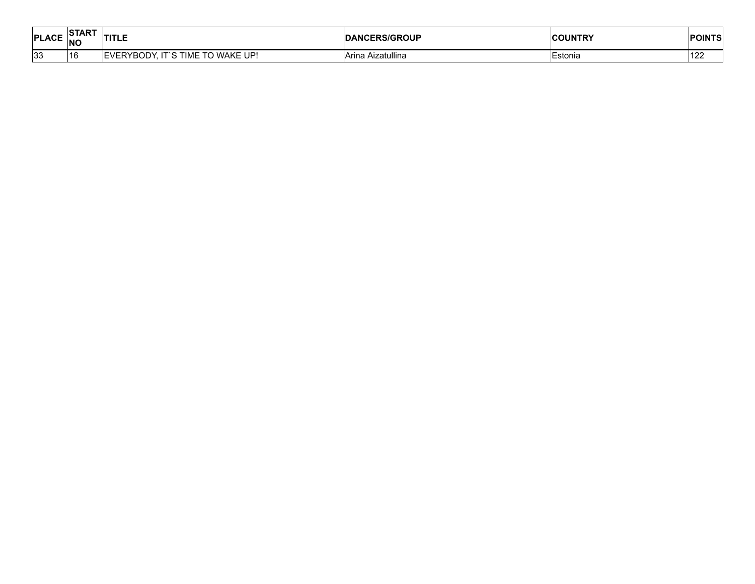| PLACE | START NO | TITLE | DANCERS/GROUP | COUNTRY | POINTS |
|---|---|---|---|---|---|
| 33 | 16 | EVERYBODY, IT`S TIME TO WAKE UP! | Arina Aizatullina | Estonia | 122 |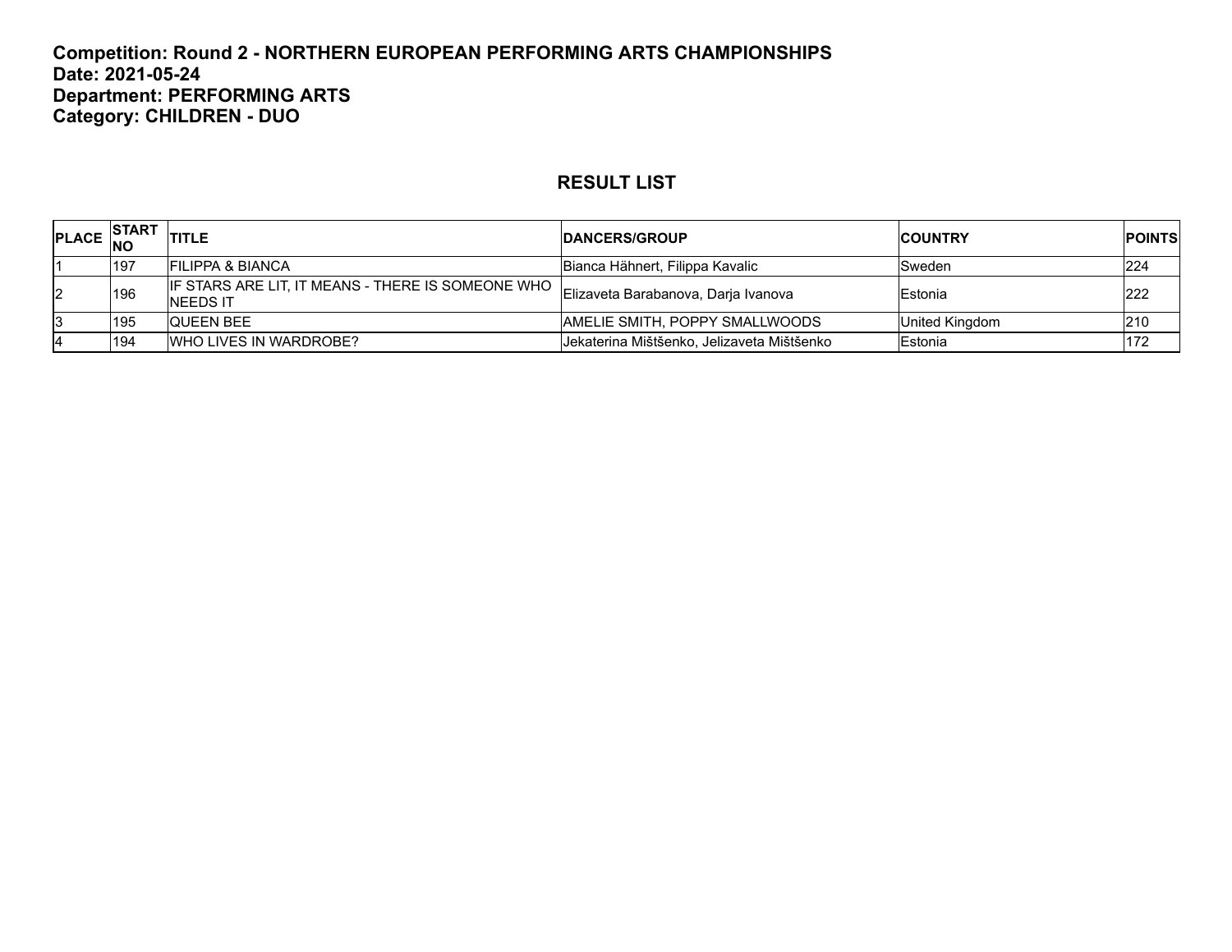**Competition: Round 2 - NORTHERN EUROPEAN PERFORMING ARTS CHAMPIONSHIPS**
**Date: 2021-05-24**
**Department: PERFORMING ARTS**
**Category: CHILDREN - DUO**

## RESULT LIST

| PLACE | START NO | TITLE | DANCERS/GROUP | COUNTRY | POINTS |
|---|---|---|---|---|---|
| 1 | 197 | FILIPPA & BIANCA | Bianca Hähnert, Filippa Kavalic | Sweden | 224 |
| 2 | 196 | IF STARS ARE LIT, IT MEANS - THERE IS SOMEONE WHO NEEDS IT | Elizaveta Barabanova, Darja Ivanova | Estonia | 222 |
| 3 | 195 | QUEEN BEE | AMELIE SMITH, POPPY SMALLWOODS | United Kingdom | 210 |
| 4 | 194 | WHO LIVES IN WARDROBE? | Jekaterina Mištšenko, Jelizaveta Mištšenko | Estonia | 172 |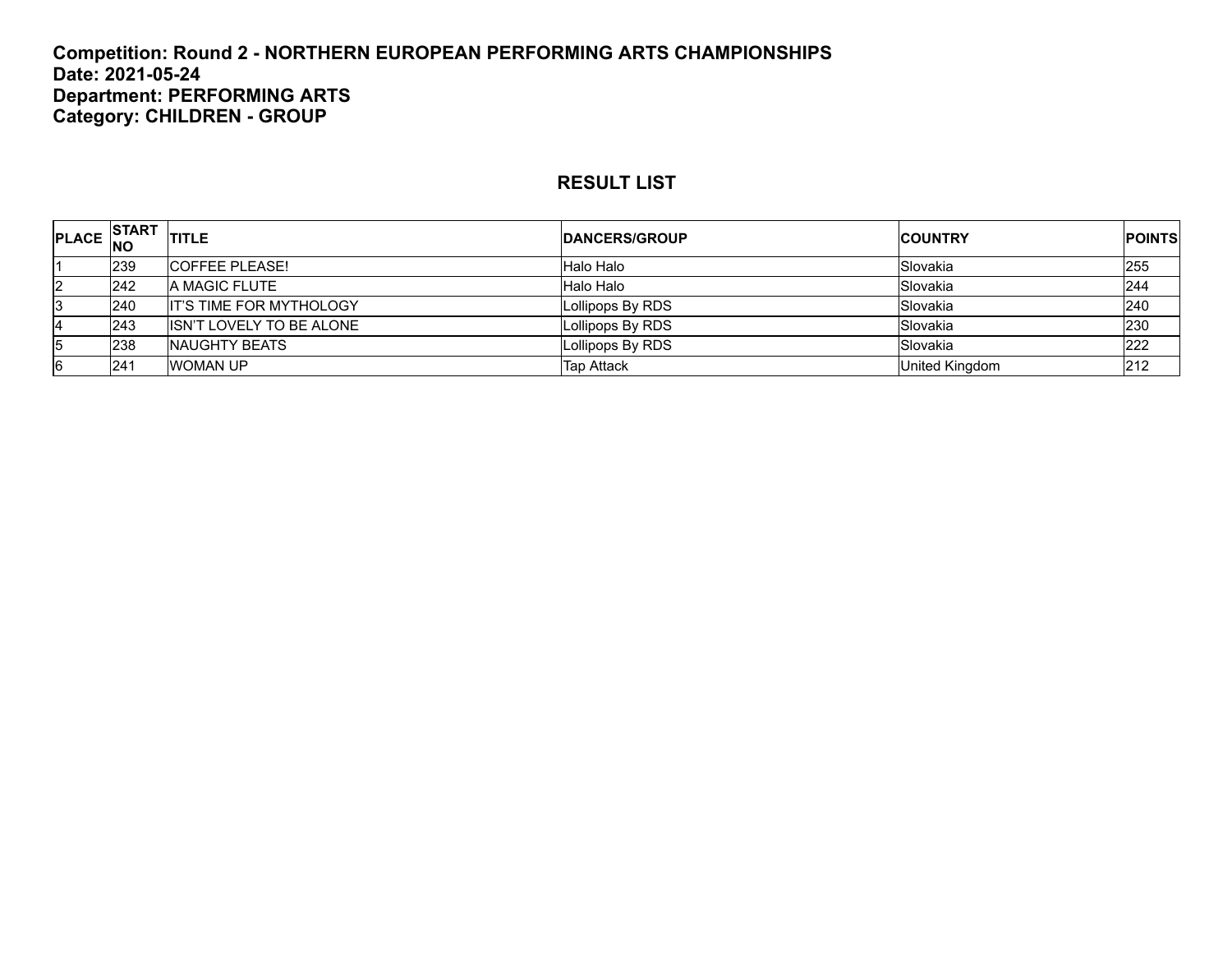**Competition: Round 2 - NORTHERN EUROPEAN PERFORMING ARTS CHAMPIONSHIPS**
**Date: 2021-05-24**
**Department: PERFORMING ARTS**
**Category: CHILDREN - GROUP**

## RESULT LIST

| PLACE | START NO | TITLE | DANCERS/GROUP | COUNTRY | POINTS |
|---|---|---|---|---|---|
| 1 | 239 | COFFEE PLEASE! | Halo Halo | Slovakia | 255 |
| 2 | 242 | A MAGIC FLUTE | Halo Halo | Slovakia | 244 |
| 3 | 240 | IT'S TIME FOR MYTHOLOGY | Lollipops By RDS | Slovakia | 240 |
| 4 | 243 | ISN'T LOVELY TO BE ALONE | Lollipops By RDS | Slovakia | 230 |
| 5 | 238 | NAUGHTY BEATS | Lollipops By RDS | Slovakia | 222 |
| 6 | 241 | WOMAN UP | Tap Attack | United Kingdom | 212 |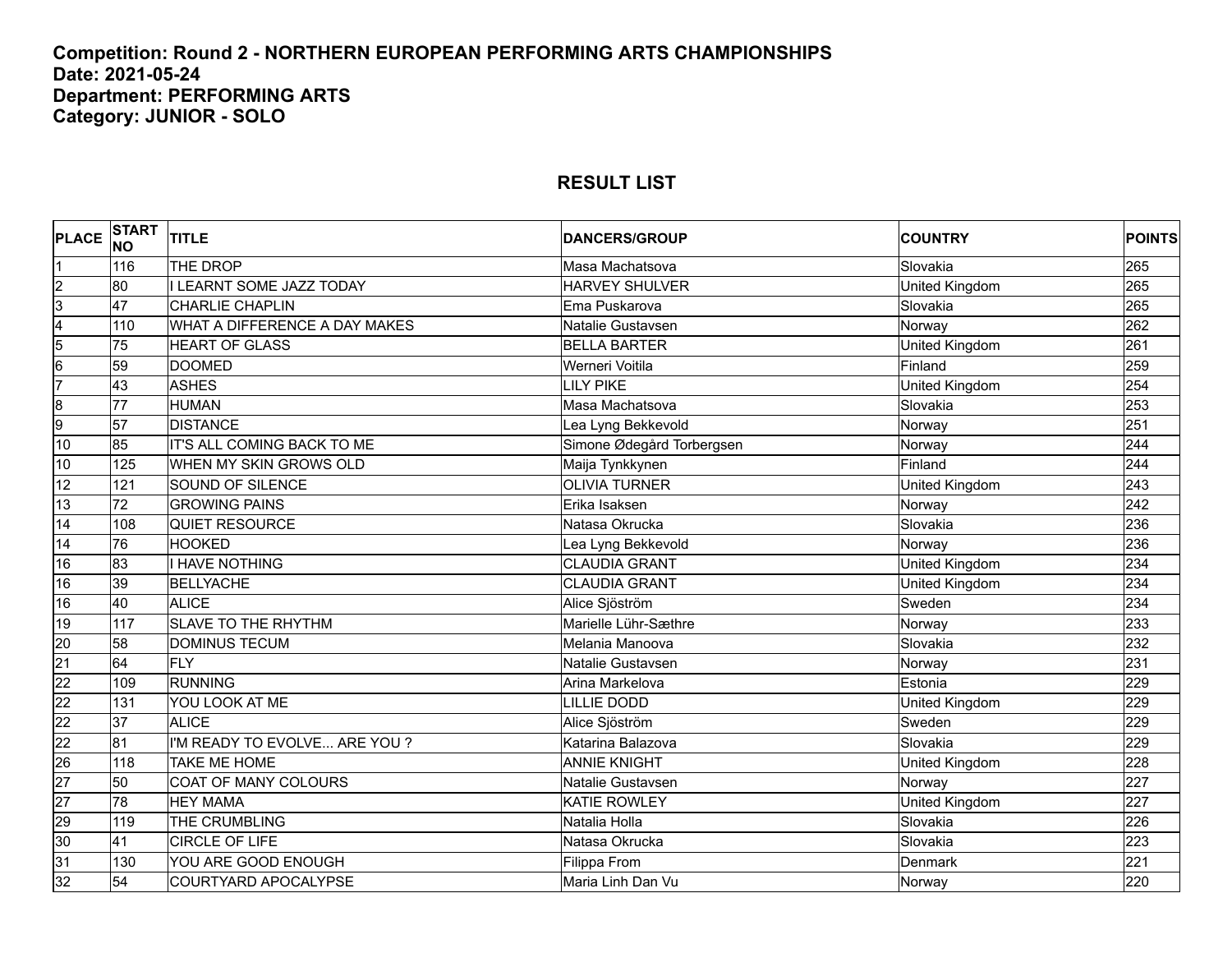**Competition: Round 2 - NORTHERN EUROPEAN PERFORMING ARTS CHAMPIONSHIPS**
**Date: 2021-05-24**
**Department: PERFORMING ARTS**
**Category: JUNIOR - SOLO**

## RESULT LIST

| PLACE | START NO | TITLE | DANCERS/GROUP | COUNTRY | POINTS |
|---|---|---|---|---|---|
| 1 | 116 | THE DROP | Masa Machatsova | Slovakia | 265 |
| 2 | 80 | I LEARNT SOME JAZZ TODAY | HARVEY SHULVER | United Kingdom | 265 |
| 3 | 47 | CHARLIE CHAPLIN | Ema Puskarova | Slovakia | 265 |
| 4 | 110 | WHAT A DIFFERENCE A DAY MAKES | Natalie Gustavsen | Norway | 262 |
| 5 | 75 | HEART OF GLASS | BELLA BARTER | United Kingdom | 261 |
| 6 | 59 | DOOMED | Werneri Voitila | Finland | 259 |
| 7 | 43 | ASHES | LILY PIKE | United Kingdom | 254 |
| 8 | 77 | HUMAN | Masa Machatsova | Slovakia | 253 |
| 9 | 57 | DISTANCE | Lea Lyng Bekkevold | Norway | 251 |
| 10 | 85 | IT'S ALL COMING BACK TO ME | Simone Ødegård Torbergsen | Norway | 244 |
| 10 | 125 | WHEN MY SKIN GROWS OLD | Maija Tynkkynen | Finland | 244 |
| 12 | 121 | SOUND OF SILENCE | OLIVIA TURNER | United Kingdom | 243 |
| 13 | 72 | GROWING PAINS | Erika Isaksen | Norway | 242 |
| 14 | 108 | QUIET RESOURCE | Natasa Okrucka | Slovakia | 236 |
| 14 | 76 | HOOKED | Lea Lyng Bekkevold | Norway | 236 |
| 16 | 83 | I HAVE NOTHING | CLAUDIA GRANT | United Kingdom | 234 |
| 16 | 39 | BELLYACHE | CLAUDIA GRANT | United Kingdom | 234 |
| 16 | 40 | ALICE | Alice Sjöström | Sweden | 234 |
| 19 | 117 | SLAVE TO THE RHYTHM | Marielle Lühr-Sæthre | Norway | 233 |
| 20 | 58 | DOMINUS TECUM | Melania Manoova | Slovakia | 232 |
| 21 | 64 | FLY | Natalie Gustavsen | Norway | 231 |
| 22 | 109 | RUNNING | Arina Markelova | Estonia | 229 |
| 22 | 131 | YOU LOOK AT ME | LILLIE DODD | United Kingdom | 229 |
| 22 | 37 | ALICE | Alice Sjöström | Sweden | 229 |
| 22 | 81 | I'M READY TO EVOLVE... ARE YOU ? | Katarina Balazova | Slovakia | 229 |
| 26 | 118 | TAKE ME HOME | ANNIE KNIGHT | United Kingdom | 228 |
| 27 | 50 | COAT OF MANY COLOURS | Natalie Gustavsen | Norway | 227 |
| 27 | 78 | HEY MAMA | KATIE ROWLEY | United Kingdom | 227 |
| 29 | 119 | THE CRUMBLING | Natalia Holla | Slovakia | 226 |
| 30 | 41 | CIRCLE OF LIFE | Natasa Okrucka | Slovakia | 223 |
| 31 | 130 | YOU ARE GOOD ENOUGH | Filippa From | Denmark | 221 |
| 32 | 54 | COURTYARD APOCALYPSE | Maria Linh Dan Vu | Norway | 220 |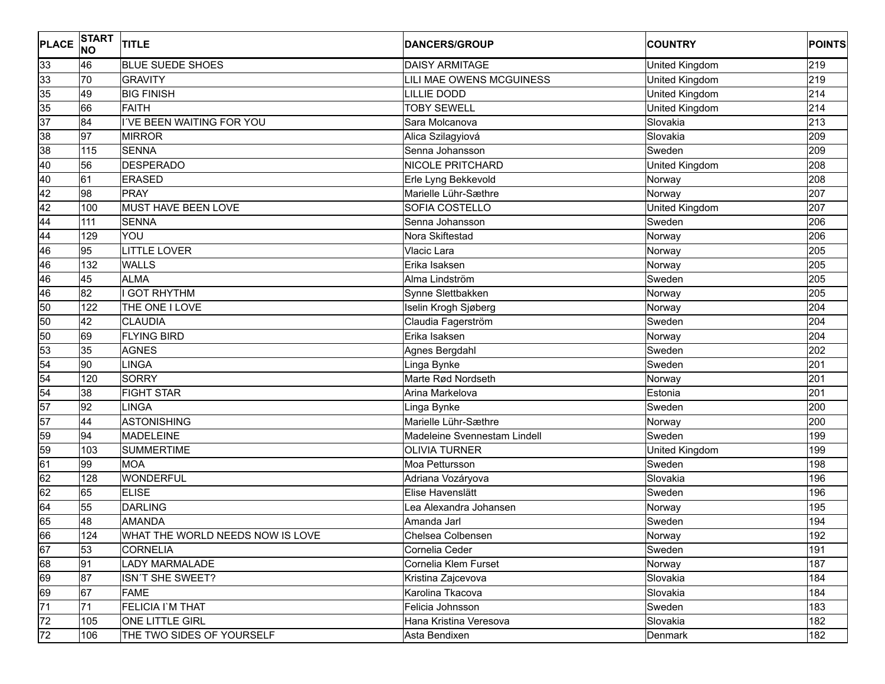| PLACE | START NO | TITLE | DANCERS/GROUP | COUNTRY | POINTS |
|---|---|---|---|---|---|
| 33 | 46 | BLUE SUEDE SHOES | DAISY ARMITAGE | United Kingdom | 219 |
| 33 | 70 | GRAVITY | LILI MAE OWENS MCGUINESS | United Kingdom | 219 |
| 35 | 49 | BIG FINISH | LILLIE DODD | United Kingdom | 214 |
| 35 | 66 | FAITH | TOBY SEWELL | United Kingdom | 214 |
| 37 | 84 | I´VE BEEN WAITING FOR YOU | Sara Molcanova | Slovakia | 213 |
| 38 | 97 | MIRROR | Alica Szilagyiová | Slovakia | 209 |
| 38 | 115 | SENNA | Senna Johansson | Sweden | 209 |
| 40 | 56 | DESPERADO | NICOLE PRITCHARD | United Kingdom | 208 |
| 40 | 61 | ERASED | Erle Lyng Bekkevold | Norway | 208 |
| 42 | 98 | PRAY | Marielle Lühr-Sæthre | Norway | 207 |
| 42 | 100 | MUST HAVE BEEN LOVE | SOFIA COSTELLO | United Kingdom | 207 |
| 44 | 111 | SENNA | Senna Johansson | Sweden | 206 |
| 44 | 129 | YOU | Nora Skiftestad | Norway | 206 |
| 46 | 95 | LITTLE LOVER | Vlacic Lara | Norway | 205 |
| 46 | 132 | WALLS | Erika Isaksen | Norway | 205 |
| 46 | 45 | ALMA | Alma Lindström | Sweden | 205 |
| 46 | 82 | I GOT RHYTHM | Synne Slettbakken | Norway | 205 |
| 50 | 122 | THE ONE I LOVE | Iselin Krogh Sjøberg | Norway | 204 |
| 50 | 42 | CLAUDIA | Claudia Fagerström | Sweden | 204 |
| 50 | 69 | FLYING BIRD | Erika Isaksen | Norway | 204 |
| 53 | 35 | AGNES | Agnes Bergdahl | Sweden | 202 |
| 54 | 90 | LINGA | Linga Bynke | Sweden | 201 |
| 54 | 120 | SORRY | Marte Rød Nordseth | Norway | 201 |
| 54 | 38 | FIGHT STAR | Arina Markelova | Estonia | 201 |
| 57 | 92 | LINGA | Linga Bynke | Sweden | 200 |
| 57 | 44 | ASTONISHING | Marielle Lühr-Sæthre | Norway | 200 |
| 59 | 94 | MADELEINE | Madeleine Svennestam Lindell | Sweden | 199 |
| 59 | 103 | SUMMERTIME | OLIVIA TURNER | United Kingdom | 199 |
| 61 | 99 | MOA | Moa Pettursson | Sweden | 198 |
| 62 | 128 | WONDERFUL | Adriana Vozáryova | Slovakia | 196 |
| 62 | 65 | ELISE | Elise Havenslätt | Sweden | 196 |
| 64 | 55 | DARLING | Lea Alexandra Johansen | Norway | 195 |
| 65 | 48 | AMANDA | Amanda Jarl | Sweden | 194 |
| 66 | 124 | WHAT THE WORLD NEEDS NOW IS LOVE | Chelsea Colbensen | Norway | 192 |
| 67 | 53 | CORNELIA | Cornelia Ceder | Sweden | 191 |
| 68 | 91 | LADY MARMALADE | Cornelia Klem Furset | Norway | 187 |
| 69 | 87 | ISN´T SHE SWEET? | Kristina Zajcevova | Slovakia | 184 |
| 69 | 67 | FAME | Karolina Tkacova | Slovakia | 184 |
| 71 | 71 | FELICIA I`M THAT | Felicia Johnsson | Sweden | 183 |
| 72 | 105 | ONE LITTLE GIRL | Hana Kristina Veresova | Slovakia | 182 |
| 72 | 106 | THE TWO SIDES OF YOURSELF | Asta Bendixen | Denmark | 182 |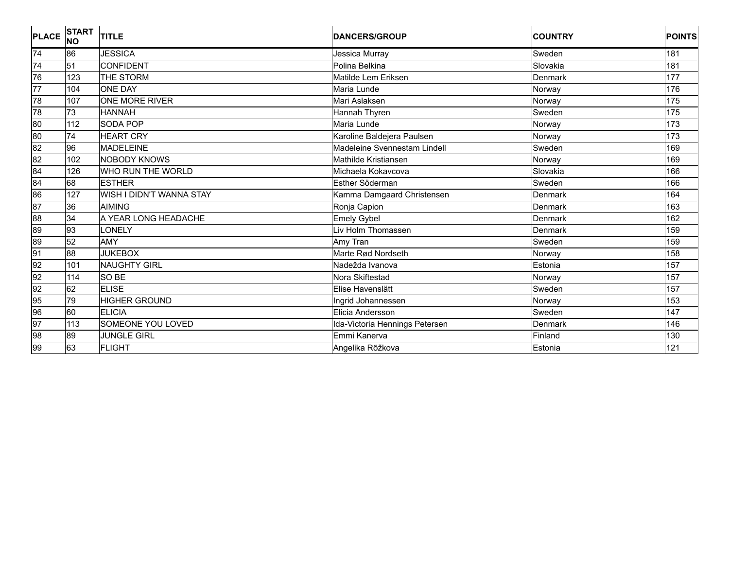| PLACE | START NO | TITLE | DANCERS/GROUP | COUNTRY | POINTS |
|---|---|---|---|---|---|
| 74 | 86 | JESSICA | Jessica Murray | Sweden | 181 |
| 74 | 51 | CONFIDENT | Polina Belkina | Slovakia | 181 |
| 76 | 123 | THE STORM | Matilde Lem Eriksen | Denmark | 177 |
| 77 | 104 | ONE DAY | Maria Lunde | Norway | 176 |
| 78 | 107 | ONE MORE RIVER | Mari Aslaksen | Norway | 175 |
| 78 | 73 | HANNAH | Hannah Thyren | Sweden | 175 |
| 80 | 112 | SODA POP | Maria Lunde | Norway | 173 |
| 80 | 74 | HEART CRY | Karoline Baldejera Paulsen | Norway | 173 |
| 82 | 96 | MADELEINE | Madeleine Svennestam Lindell | Sweden | 169 |
| 82 | 102 | NOBODY KNOWS | Mathilde Kristiansen | Norway | 169 |
| 84 | 126 | WHO RUN THE WORLD | Michaela Kokavcova | Slovakia | 166 |
| 84 | 68 | ESTHER | Esther Söderman | Sweden | 166 |
| 86 | 127 | WISH I DIDN'T WANNA STAY | Kamma Damgaard Christensen | Denmark | 164 |
| 87 | 36 | AIMING | Ronja Capion | Denmark | 163 |
| 88 | 34 | A YEAR LONG HEADACHE | Emely Gybel | Denmark | 162 |
| 89 | 93 | LONELY | Liv Holm Thomassen | Denmark | 159 |
| 89 | 52 | AMY | Amy Tran | Sweden | 159 |
| 91 | 88 | JUKEBOX | Marte Rød Nordseth | Norway | 158 |
| 92 | 101 | NAUGHTY GIRL | Nadežda Ivanova | Estonia | 157 |
| 92 | 114 | SO BE | Nora Skiftestad | Norway | 157 |
| 92 | 62 | ELISE | Elise Havenslätt | Sweden | 157 |
| 95 | 79 | HIGHER GROUND | Ingrid Johannessen | Norway | 153 |
| 96 | 60 | ELICIA | Elicia Andersson | Sweden | 147 |
| 97 | 113 | SOMEONE YOU LOVED | Ida-Victoria Hennings Petersen | Denmark | 146 |
| 98 | 89 | JUNGLE GIRL | Emmi Kanerva | Finland | 130 |
| 99 | 63 | FLIGHT | Angelika Rõžkova | Estonia | 121 |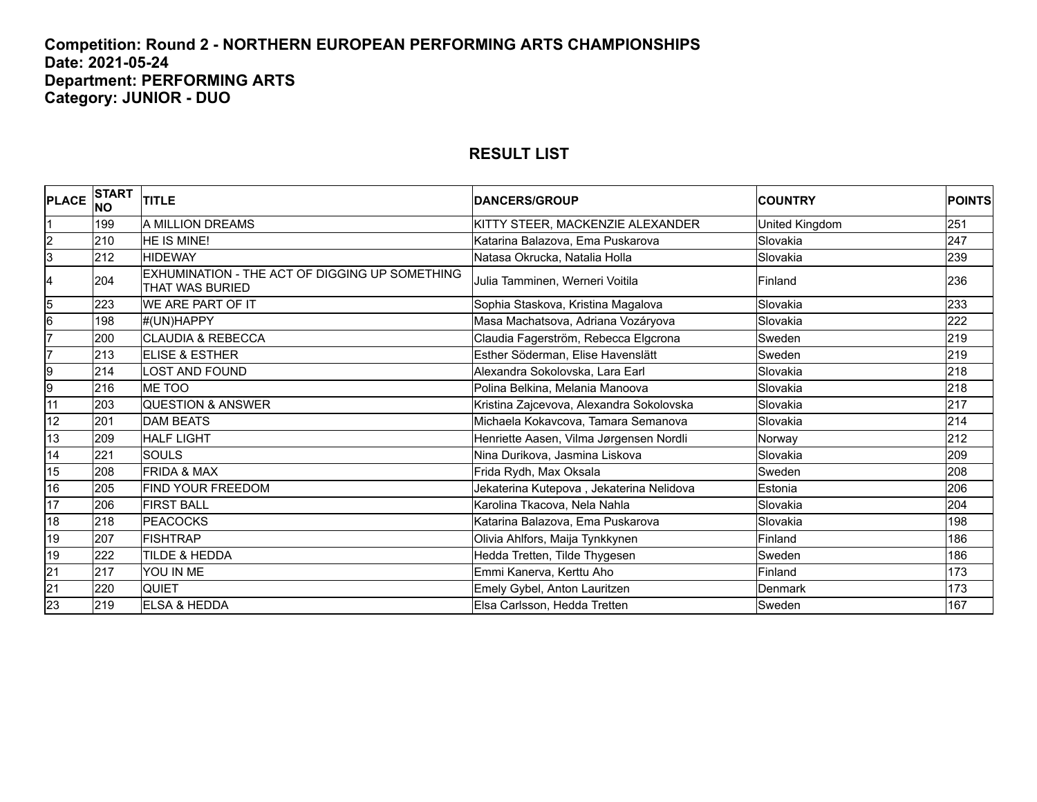**Competition: Round 2 - NORTHERN EUROPEAN PERFORMING ARTS CHAMPIONSHIPS**
**Date: 2021-05-24**
**Department: PERFORMING ARTS**
**Category: JUNIOR - DUO**

## RESULT LIST

| PLACE | START NO | TITLE | DANCERS/GROUP | COUNTRY | POINTS |
|---|---|---|---|---|---|
| 1 | 199 | A MILLION DREAMS | KITTY STEER, MACKENZIE ALEXANDER | United Kingdom | 251 |
| 2 | 210 | HE IS MINE! | Katarina Balazova, Ema Puskarova | Slovakia | 247 |
| 3 | 212 | HIDEWAY | Natasa Okrucka, Natalia Holla | Slovakia | 239 |
| 4 | 204 | EXHUMINATION - THE ACT OF DIGGING UP SOMETHING THAT WAS BURIED | Julia Tamminen, Werneri Voitila | Finland | 236 |
| 5 | 223 | WE ARE PART OF IT | Sophia Staskova, Kristina Magalova | Slovakia | 233 |
| 6 | 198 | #(UN)HAPPY | Masa Machatsova, Adriana Vozáryova | Slovakia | 222 |
| 7 | 200 | CLAUDIA & REBECCA | Claudia Fagerström, Rebecca Elgcrona | Sweden | 219 |
| 7 | 213 | ELISE & ESTHER | Esther Söderman, Elise Havenslätt | Sweden | 219 |
| 9 | 214 | LOST AND FOUND | Alexandra Sokolovska, Lara Earl | Slovakia | 218 |
| 9 | 216 | ME TOO | Polina Belkina, Melania Manoova | Slovakia | 218 |
| 11 | 203 | QUESTION & ANSWER | Kristina Zajcevova, Alexandra Sokolovska | Slovakia | 217 |
| 12 | 201 | DAM BEATS | Michaela Kokavcova, Tamara Semanova | Slovakia | 214 |
| 13 | 209 | HALF LIGHT | Henriette Aasen, Vilma Jørgensen Nordli | Norway | 212 |
| 14 | 221 | SOULS | Nina Durikova, Jasmina Liskova | Slovakia | 209 |
| 15 | 208 | FRIDA & MAX | Frida Rydh, Max Oksala | Sweden | 208 |
| 16 | 205 | FIND YOUR FREEDOM | Jekaterina Kutepova , Jekaterina Nelidova | Estonia | 206 |
| 17 | 206 | FIRST BALL | Karolina Tkacova, Nela Nahla | Slovakia | 204 |
| 18 | 218 | PEACOCKS | Katarina Balazova, Ema Puskarova | Slovakia | 198 |
| 19 | 207 | FISHTRAP | Olivia Ahlfors, Maija Tynkkynen | Finland | 186 |
| 19 | 222 | TILDE & HEDDA | Hedda Tretten, Tilde Thygesen | Sweden | 186 |
| 21 | 217 | YOU IN ME | Emmi Kanerva, Kerttu Aho | Finland | 173 |
| 21 | 220 | QUIET | Emely Gybel, Anton Lauritzen | Denmark | 173 |
| 23 | 219 | ELSA & HEDDA | Elsa Carlsson, Hedda Tretten | Sweden | 167 |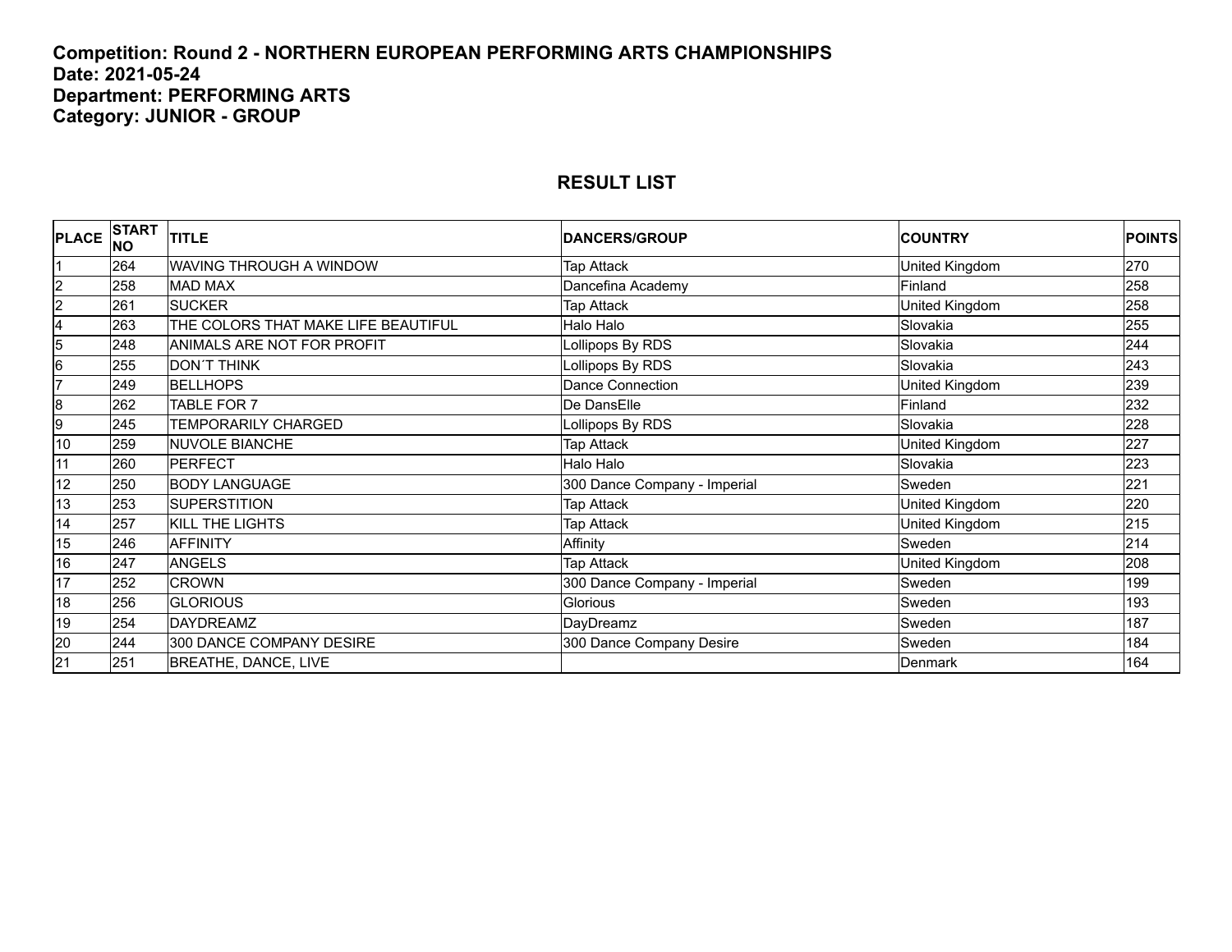**Competition: Round 2 - NORTHERN EUROPEAN PERFORMING ARTS CHAMPIONSHIPS**
**Date: 2021-05-24**
**Department: PERFORMING ARTS**
**Category: JUNIOR - GROUP**

## RESULT LIST

| PLACE | START NO | TITLE | DANCERS/GROUP | COUNTRY | POINTS |
|---|---|---|---|---|---|
| 1 | 264 | WAVING THROUGH A WINDOW | Tap Attack | United Kingdom | 270 |
| 2 | 258 | MAD MAX | Dancefina Academy | Finland | 258 |
| 2 | 261 | SUCKER | Tap Attack | United Kingdom | 258 |
| 4 | 263 | THE COLORS THAT MAKE LIFE BEAUTIFUL | Halo Halo | Slovakia | 255 |
| 5 | 248 | ANIMALS ARE NOT FOR PROFIT | Lollipops By RDS | Slovakia | 244 |
| 6 | 255 | DON´T THINK | Lollipops By RDS | Slovakia | 243 |
| 7 | 249 | BELLHOPS | Dance Connection | United Kingdom | 239 |
| 8 | 262 | TABLE FOR 7 | De DansElle | Finland | 232 |
| 9 | 245 | TEMPORARILY CHARGED | Lollipops By RDS | Slovakia | 228 |
| 10 | 259 | NUVOLE BIANCHE | Tap Attack | United Kingdom | 227 |
| 11 | 260 | PERFECT | Halo Halo | Slovakia | 223 |
| 12 | 250 | BODY LANGUAGE | 300 Dance Company - Imperial | Sweden | 221 |
| 13 | 253 | SUPERSTITION | Tap Attack | United Kingdom | 220 |
| 14 | 257 | KILL THE LIGHTS | Tap Attack | United Kingdom | 215 |
| 15 | 246 | AFFINITY | Affinity | Sweden | 214 |
| 16 | 247 | ANGELS | Tap Attack | United Kingdom | 208 |
| 17 | 252 | CROWN | 300 Dance Company - Imperial | Sweden | 199 |
| 18 | 256 | GLORIOUS | Glorious | Sweden | 193 |
| 19 | 254 | DAYDREAMZ | DayDreamz | Sweden | 187 |
| 20 | 244 | 300 DANCE COMPANY DESIRE | 300 Dance Company Desire | Sweden | 184 |
| 21 | 251 | BREATHE, DANCE, LIVE | | Denmark | 164 |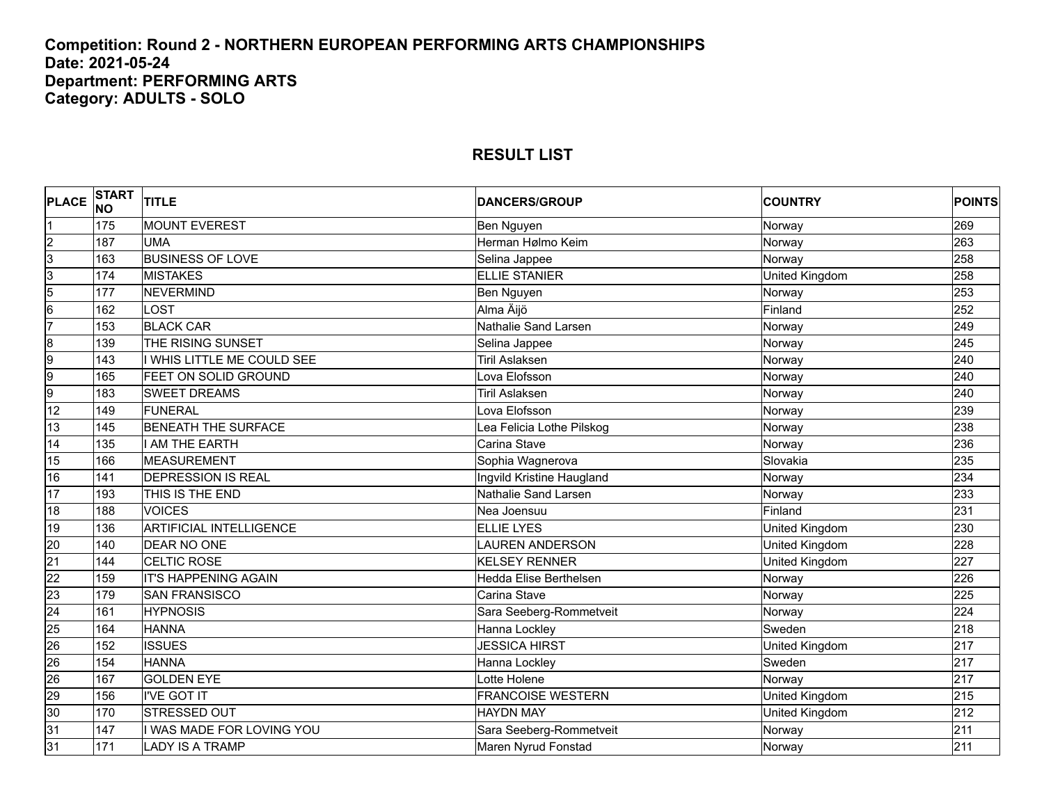**Competition: Round 2 - NORTHERN EUROPEAN PERFORMING ARTS CHAMPIONSHIPS**
**Date: 2021-05-24**
**Department: PERFORMING ARTS**
**Category: ADULTS - SOLO**

## RESULT LIST

| PLACE | START NO | TITLE | DANCERS/GROUP | COUNTRY | POINTS |
|---|---|---|---|---|---|
| 1 | 175 | MOUNT EVEREST | Ben Nguyen | Norway | 269 |
| 2 | 187 | UMA | Herman Hølmo Keim | Norway | 263 |
| 3 | 163 | BUSINESS OF LOVE | Selina Jappee | Norway | 258 |
| 3 | 174 | MISTAKES | ELLIE STANIER | United Kingdom | 258 |
| 5 | 177 | NEVERMIND | Ben Nguyen | Norway | 253 |
| 6 | 162 | LOST | Alma Äijö | Finland | 252 |
| 7 | 153 | BLACK CAR | Nathalie Sand Larsen | Norway | 249 |
| 8 | 139 | THE RISING SUNSET | Selina Jappee | Norway | 245 |
| 9 | 143 | I WHIS LITTLE ME COULD SEE | Tiril Aslaksen | Norway | 240 |
| 9 | 165 | FEET ON SOLID GROUND | Lova Elofsson | Norway | 240 |
| 9 | 183 | SWEET DREAMS | Tiril Aslaksen | Norway | 240 |
| 12 | 149 | FUNERAL | Lova Elofsson | Norway | 239 |
| 13 | 145 | BENEATH THE SURFACE | Lea Felicia Lothe Pilskog | Norway | 238 |
| 14 | 135 | I AM THE EARTH | Carina Stave | Norway | 236 |
| 15 | 166 | MEASUREMENT | Sophia Wagnerova | Slovakia | 235 |
| 16 | 141 | DEPRESSION IS REAL | Ingvild Kristine Haugland | Norway | 234 |
| 17 | 193 | THIS IS THE END | Nathalie Sand Larsen | Norway | 233 |
| 18 | 188 | VOICES | Nea Joensuu | Finland | 231 |
| 19 | 136 | ARTIFICIAL INTELLIGENCE | ELLIE LYES | United Kingdom | 230 |
| 20 | 140 | DEAR NO ONE | LAUREN ANDERSON | United Kingdom | 228 |
| 21 | 144 | CELTIC ROSE | KELSEY RENNER | United Kingdom | 227 |
| 22 | 159 | IT'S HAPPENING AGAIN | Hedda Elise Berthelsen | Norway | 226 |
| 23 | 179 | SAN FRANSISCO | Carina Stave | Norway | 225 |
| 24 | 161 | HYPNOSIS | Sara Seeberg-Rommetveit | Norway | 224 |
| 25 | 164 | HANNA | Hanna Lockley | Sweden | 218 |
| 26 | 152 | ISSUES | JESSICA HIRST | United Kingdom | 217 |
| 26 | 154 | HANNA | Hanna Lockley | Sweden | 217 |
| 26 | 167 | GOLDEN EYE | Lotte Holene | Norway | 217 |
| 29 | 156 | I'VE GOT IT | FRANCOISE WESTERN | United Kingdom | 215 |
| 30 | 170 | STRESSED OUT | HAYDN MAY | United Kingdom | 212 |
| 31 | 147 | I WAS MADE FOR LOVING YOU | Sara Seeberg-Rommetveit | Norway | 211 |
| 31 | 171 | LADY IS A TRAMP | Maren Nyrud Fonstad | Norway | 211 |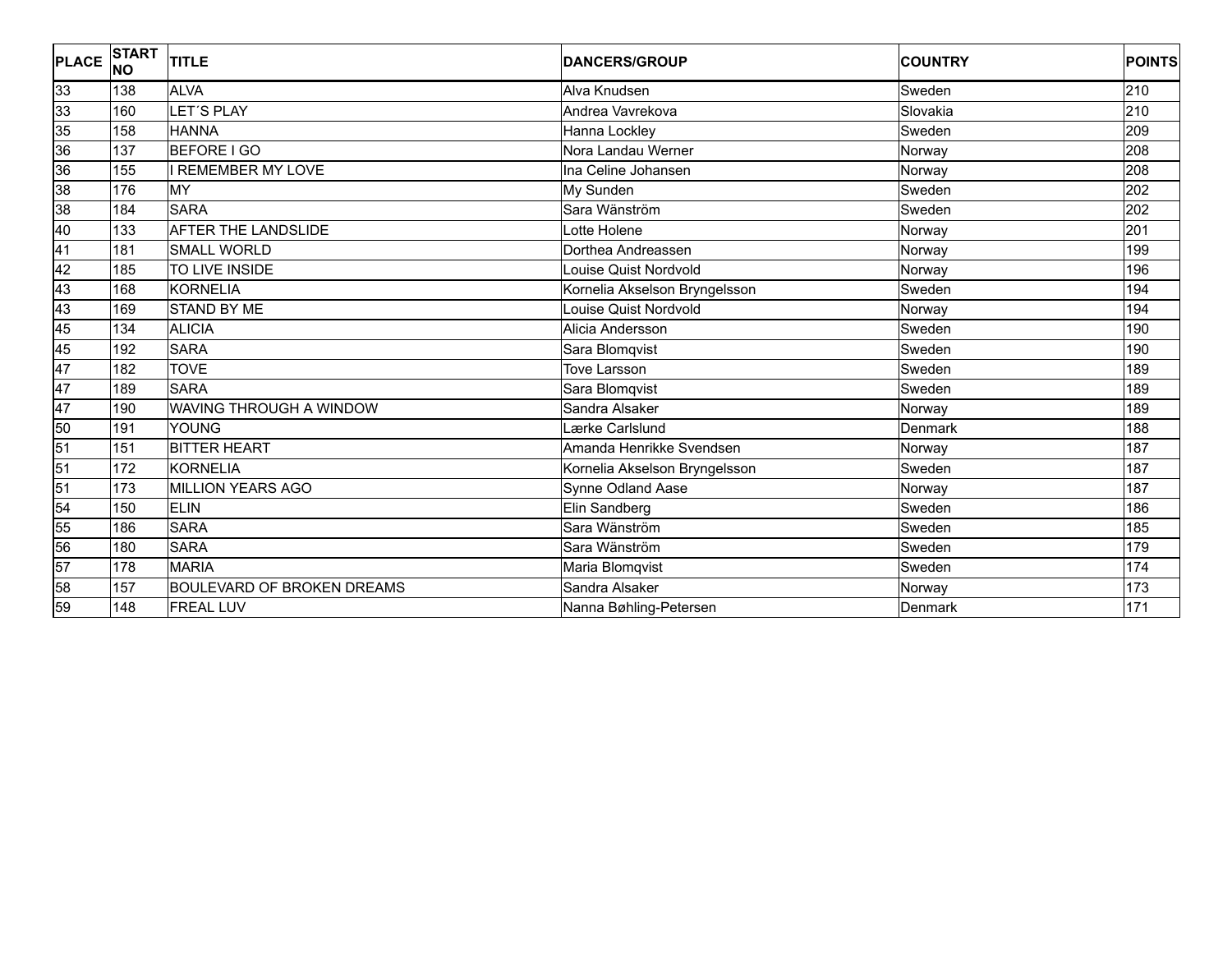| PLACE | START NO | TITLE | DANCERS/GROUP | COUNTRY | POINTS |
|---|---|---|---|---|---|
| 33 | 138 | ALVA | Alva Knudsen | Sweden | 210 |
| 33 | 160 | LET´S PLAY | Andrea Vavrekova | Slovakia | 210 |
| 35 | 158 | HANNA | Hanna Lockley | Sweden | 209 |
| 36 | 137 | BEFORE I GO | Nora Landau Werner | Norway | 208 |
| 36 | 155 | I REMEMBER MY LOVE | Ina Celine Johansen | Norway | 208 |
| 38 | 176 | MY | My Sunden | Sweden | 202 |
| 38 | 184 | SARA | Sara Wänström | Sweden | 202 |
| 40 | 133 | AFTER THE LANDSLIDE | Lotte Holene | Norway | 201 |
| 41 | 181 | SMALL WORLD | Dorthea Andreassen | Norway | 199 |
| 42 | 185 | TO LIVE INSIDE | Louise Quist Nordvold | Norway | 196 |
| 43 | 168 | KORNELIA | Kornelia Akselson Bryngelsson | Sweden | 194 |
| 43 | 169 | STAND BY ME | Louise Quist Nordvold | Norway | 194 |
| 45 | 134 | ALICIA | Alicia Andersson | Sweden | 190 |
| 45 | 192 | SARA | Sara Blomqvist | Sweden | 190 |
| 47 | 182 | TOVE | Tove Larsson | Sweden | 189 |
| 47 | 189 | SARA | Sara Blomqvist | Sweden | 189 |
| 47 | 190 | WAVING THROUGH A WINDOW | Sandra Alsaker | Norway | 189 |
| 50 | 191 | YOUNG | Lærke Carlslund | Denmark | 188 |
| 51 | 151 | BITTER HEART | Amanda Henrikke Svendsen | Norway | 187 |
| 51 | 172 | KORNELIA | Kornelia Akselson Bryngelsson | Sweden | 187 |
| 51 | 173 | MILLION YEARS AGO | Synne Odland Aase | Norway | 187 |
| 54 | 150 | ELIN | Elin Sandberg | Sweden | 186 |
| 55 | 186 | SARA | Sara Wänström | Sweden | 185 |
| 56 | 180 | SARA | Sara Wänström | Sweden | 179 |
| 57 | 178 | MARIA | Maria Blomqvist | Sweden | 174 |
| 58 | 157 | BOULEVARD OF BROKEN DREAMS | Sandra Alsaker | Norway | 173 |
| 59 | 148 | FREAL LUV | Nanna Bøhling-Petersen | Denmark | 171 |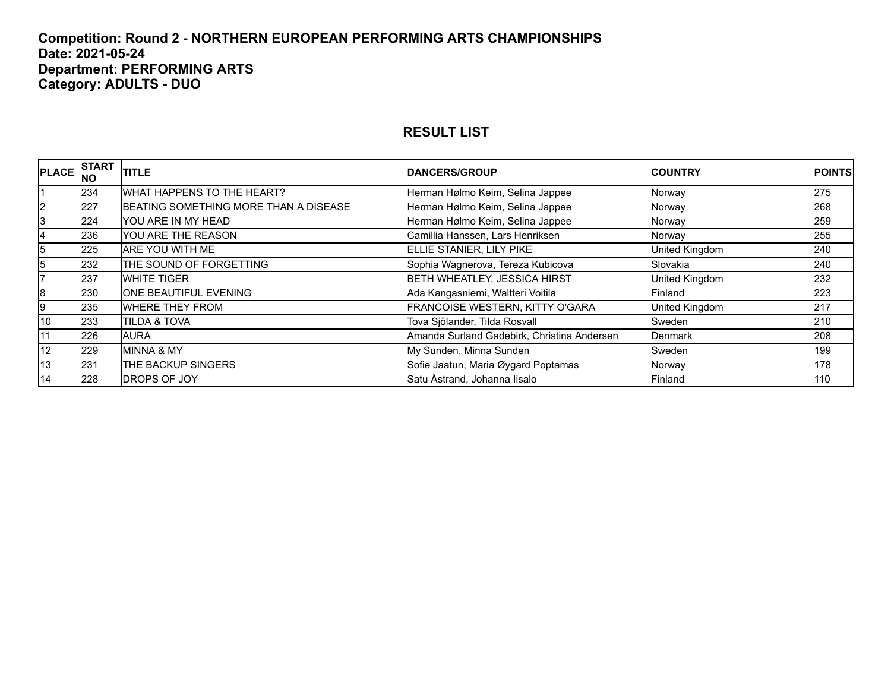**Competition: Round 2 - NORTHERN EUROPEAN PERFORMING ARTS CHAMPIONSHIPS**
**Date: 2021-05-24**
**Department: PERFORMING ARTS**
**Category: ADULTS - DUO**

## RESULT LIST

| PLACE | START NO | TITLE | DANCERS/GROUP | COUNTRY | POINTS |
|---|---|---|---|---|---|
| 1 | 234 | WHAT HAPPENS TO THE HEART? | Herman Hølmo Keim, Selina Jappee | Norway | 275 |
| 2 | 227 | BEATING SOMETHING MORE THAN A DISEASE | Herman Hølmo Keim, Selina Jappee | Norway | 268 |
| 3 | 224 | YOU ARE IN MY HEAD | Herman Hølmo Keim, Selina Jappee | Norway | 259 |
| 4 | 236 | YOU ARE THE REASON | Camillia Hanssen, Lars Henriksen | Norway | 255 |
| 5 | 225 | ARE YOU WITH ME | ELLIE STANIER, LILY PIKE | United Kingdom | 240 |
| 5 | 232 | THE SOUND OF FORGETTING | Sophia Wagnerova, Tereza Kubicova | Slovakia | 240 |
| 7 | 237 | WHITE TIGER | BETH WHEATLEY, JESSICA HIRST | United Kingdom | 232 |
| 8 | 230 | ONE BEAUTIFUL EVENING | Ada Kangasniemi, Waltteri Voitila | Finland | 223 |
| 9 | 235 | WHERE THEY FROM | FRANCOISE WESTERN, KITTY O'GARA | United Kingdom | 217 |
| 10 | 233 | TILDA & TOVA | Tova Sjölander, Tilda Rosvall | Sweden | 210 |
| 11 | 226 | AURA | Amanda Surland Gadebirk, Christina Andersen | Denmark | 208 |
| 12 | 229 | MINNA & MY | My Sunden, Minna Sunden | Sweden | 199 |
| 13 | 231 | THE BACKUP SINGERS | Sofie Jaatun, Maria Øygard Poptamas | Norway | 178 |
| 14 | 228 | DROPS OF JOY | Satu Åstrand, Johanna Iisalo | Finland | 110 |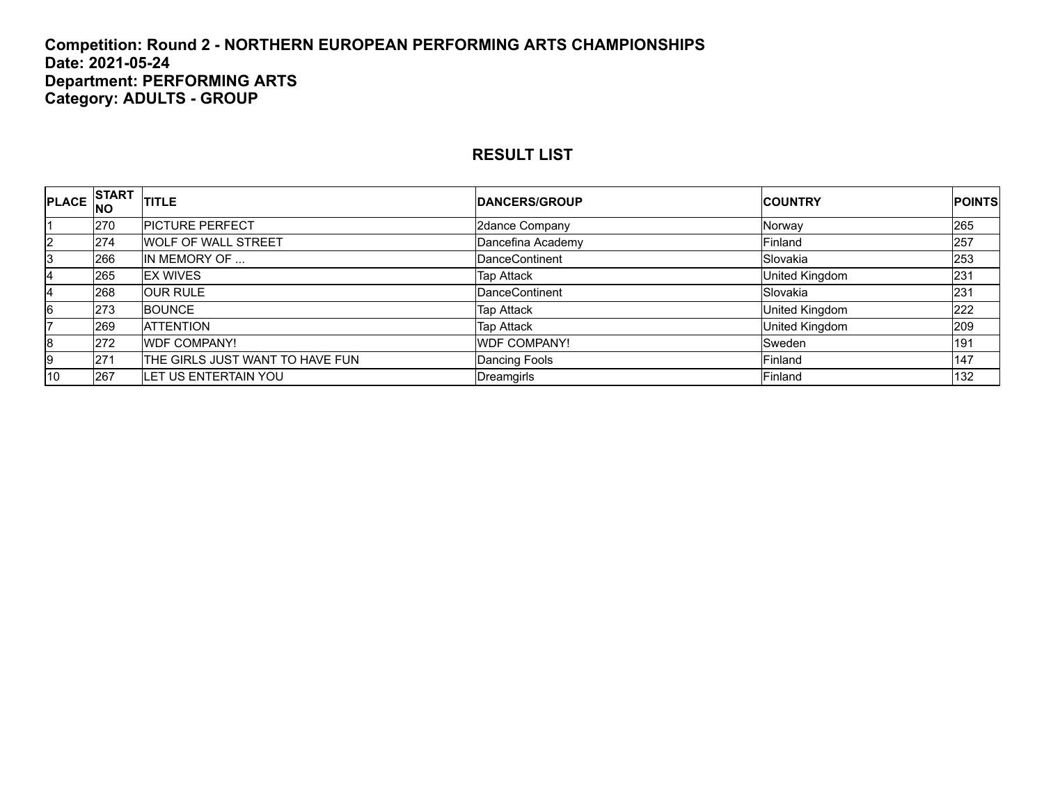**Competition: Round 2 - NORTHERN EUROPEAN PERFORMING ARTS CHAMPIONSHIPS**
**Date: 2021-05-24**
**Department: PERFORMING ARTS**
**Category: ADULTS - GROUP**

## RESULT LIST

| PLACE | START NO | TITLE | DANCERS/GROUP | COUNTRY | POINTS |
|---|---|---|---|---|---|
| 1 | 270 | PICTURE PERFECT | 2dance Company | Norway | 265 |
| 2 | 274 | WOLF OF WALL STREET | Dancefina Academy | Finland | 257 |
| 3 | 266 | IN MEMORY OF ... | DanceContinent | Slovakia | 253 |
| 4 | 265 | EX WIVES | Tap Attack | United Kingdom | 231 |
| 4 | 268 | OUR RULE | DanceContinent | Slovakia | 231 |
| 6 | 273 | BOUNCE | Tap Attack | United Kingdom | 222 |
| 7 | 269 | ATTENTION | Tap Attack | United Kingdom | 209 |
| 8 | 272 | WDF COMPANY! | WDF COMPANY! | Sweden | 191 |
| 9 | 271 | THE GIRLS JUST WANT TO HAVE FUN | Dancing Fools | Finland | 147 |
| 10 | 267 | LET US ENTERTAIN YOU | Dreamgirls | Finland | 132 |